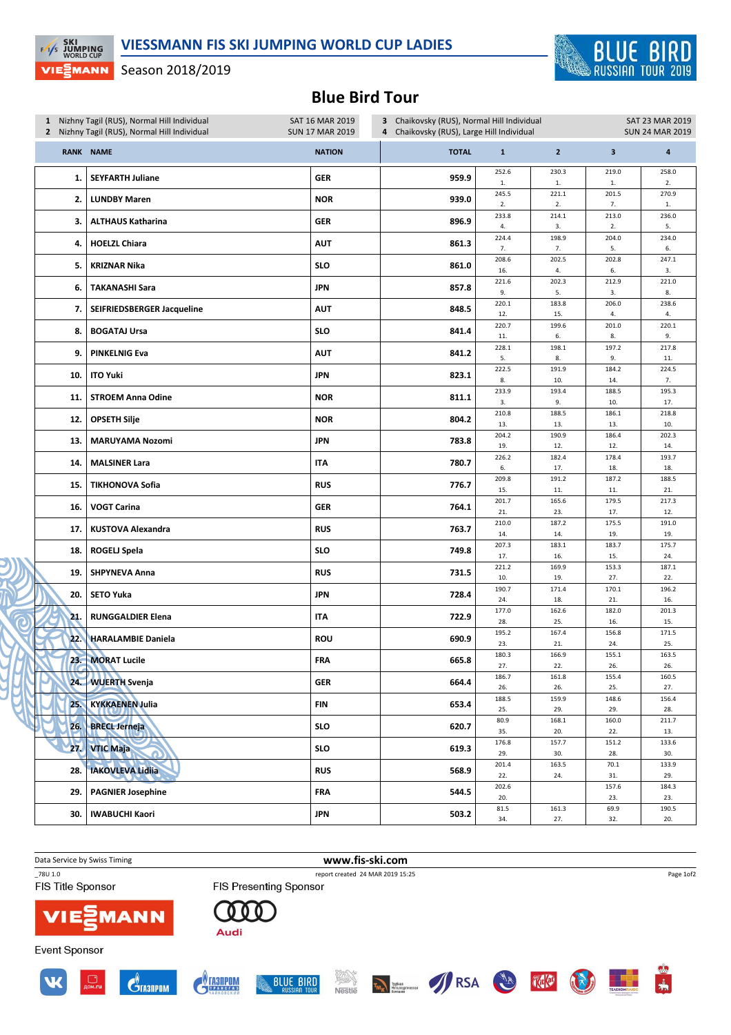# VIESSMANN FIS SKI JUMPING WORLD CUP LADIES

Season 2018/2019

## Blue Bird Tour

1 Nizhny Tagil (RUS), Normal Hill Individual — SAT 16 MAR 2019
2 Nizhny Tagil (RUS), Normal Hill Individual — SUN 17 MAR 2019
3 Chaikovsky (RUS), Normal Hill Individual — SAT 23 MAR 2019
4 Chaikovsky (RUS), Large Hill Individual — SUN 24 MAR 2019

| RANK | NAME | NATION | TOTAL | 1 | 2 | 3 | 4 |
|---|---|---|---|---|---|---|---|
| 1. | SEYFARTH Juliane | GER | 959.9 | 252.6 1. | 230.3 1. | 219.0 1. | 258.0 2. |
| 2. | LUNDBY Maren | NOR | 939.0 | 245.5 2. | 221.1 2. | 201.5 7. | 270.9 1. |
| 3. | ALTHAUS Katharina | GER | 896.9 | 233.8 4. | 214.1 3. | 213.0 2. | 236.0 5. |
| 4. | HOELZL Chiara | AUT | 861.3 | 224.4 7. | 198.9 7. | 204.0 5. | 234.0 6. |
| 5. | KRIZNAR Nika | SLO | 861.0 | 208.6 16. | 202.5 4. | 202.8 6. | 247.1 3. |
| 6. | TAKANASHI Sara | JPN | 857.8 | 221.6 9. | 202.3 5. | 212.9 3. | 221.0 8. |
| 7. | SEIFRIEDSBERGER Jacqueline | AUT | 848.5 | 220.1 12. | 183.8 15. | 206.0 4. | 238.6 4. |
| 8. | BOGATAJ Ursa | SLO | 841.4 | 220.7 11. | 199.6 6. | 201.0 8. | 220.1 9. |
| 9. | PINKELNIG Eva | AUT | 841.2 | 228.1 5. | 198.1 8. | 197.2 9. | 217.8 11. |
| 10. | ITO Yuki | JPN | 823.1 | 222.5 8. | 191.9 10. | 184.2 14. | 224.5 7. |
| 11. | STROEM Anna Odine | NOR | 811.1 | 233.9 3. | 193.4 9. | 188.5 10. | 195.3 17. |
| 12. | OPSETH Silje | NOR | 804.2 | 210.8 13. | 188.5 13. | 186.1 13. | 218.8 10. |
| 13. | MARUYAMA Nozomi | JPN | 783.8 | 204.2 19. | 190.9 12. | 186.4 12. | 202.3 14. |
| 14. | MALSINER Lara | ITA | 780.7 | 226.2 6. | 182.4 17. | 178.4 18. | 193.7 18. |
| 15. | TIKHONOVA Sofia | RUS | 776.7 | 209.8 15. | 191.2 11. | 187.2 11. | 188.5 21. |
| 16. | VOGT Carina | GER | 764.1 | 201.7 21. | 165.6 23. | 179.5 17. | 217.3 12. |
| 17. | KUSTOVA Alexandra | RUS | 763.7 | 210.0 14. | 187.2 14. | 175.5 19. | 191.0 19. |
| 18. | ROGELJ Spela | SLO | 749.8 | 207.3 17. | 183.1 16. | 183.7 15. | 175.7 24. |
| 19. | SHPYNEVA Anna | RUS | 731.5 | 221.2 10. | 169.9 19. | 153.3 27. | 187.1 22. |
| 20. | SETO Yuka | JPN | 728.4 | 190.7 24. | 171.4 18. | 170.1 21. | 196.2 16. |
| 21. | RUNGGALDIER Elena | ITA | 722.9 | 177.0 28. | 162.6 25. | 182.0 16. | 201.3 15. |
| 22. | HARALAMBIE Daniela | ROU | 690.9 | 195.2 23. | 167.4 21. | 156.8 24. | 171.5 25. |
| 23. | MORAT Lucile | FRA | 665.8 | 180.3 27. | 166.9 22. | 155.1 26. | 163.5 26. |
| 24. | WUERTH Svenja | GER | 664.4 | 186.7 26. | 161.8 26. | 155.4 25. | 160.5 27. |
| 25. | KYKKAENEN Julia | FIN | 653.4 | 188.5 25. | 159.9 29. | 148.6 29. | 156.4 28. |
| 26. | BRECL Jerneja | SLO | 620.7 | 80.9 35. | 168.1 20. | 160.0 22. | 211.7 13. |
| 27. | VTIC Maja | SLO | 619.3 | 176.8 29. | 157.7 30. | 151.2 28. | 133.6 30. |
| 28. | IAKOVLEVA Lidiia | RUS | 568.9 | 201.4 22. | 163.5 24. | 70.1 31. | 133.9 29. |
| 29. | PAGNIER Josephine | FRA | 544.5 | 202.6 20. | | 157.6 23. | 184.3 23. |
| 30. | IWABUCHI Kaori | JPN | 503.2 | 81.5 34. | 161.3 27. | 69.9 32. | 190.5 20. |

Data Service by Swiss Timing — www.fis-ski.com

_78U 1.0 — report created 24 MAR 2019 15:25

FIS Title Sponsor: VIESSMANN — FIS Presenting Sponsor: Audi

Event Sponsor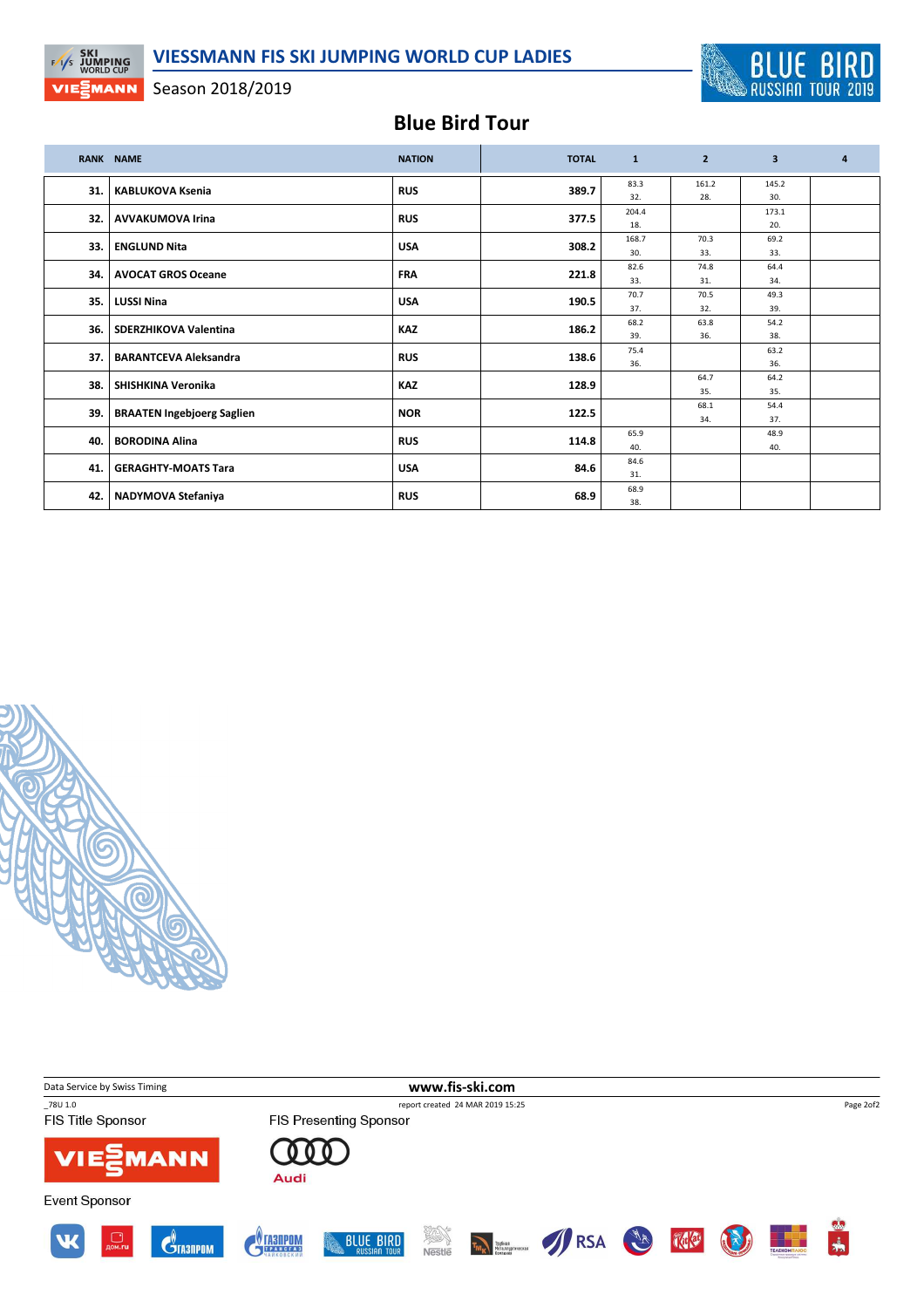# VIESSMANN FIS SKI JUMPING WORLD CUP LADIES

Season 2018/2019

## Blue Bird Tour

| RANK | NAME | NATION | TOTAL | 1 | 2 | 3 | 4 |
|---|---|---|---|---|---|---|---|
| 31. | KABLUKOVA Ksenia | RUS | 389.7 | 83.3 32. | 161.2 28. | 145.2 30. | |
| 32. | AVVAKUMOVA Irina | RUS | 377.5 | 204.4 18. | | 173.1 20. | |
| 33. | ENGLUND Nita | USA | 308.2 | 168.7 30. | 70.3 33. | 69.2 33. | |
| 34. | AVOCAT GROS Oceane | FRA | 221.8 | 82.6 33. | 74.8 31. | 64.4 34. | |
| 35. | LUSSI Nina | USA | 190.5 | 70.7 37. | 70.5 32. | 49.3 39. | |
| 36. | SDERZHIKOVA Valentina | KAZ | 186.2 | 68.2 39. | 63.8 36. | 54.2 38. | |
| 37. | BARANTCEVA Aleksandra | RUS | 138.6 | 75.4 36. | | 63.2 36. | |
| 38. | SHISHKINA Veronika | KAZ | 128.9 | | 64.7 35. | 64.2 35. | |
| 39. | BRAATEN Ingebjoerg Saglien | NOR | 122.5 | | 68.1 34. | 54.4 37. | |
| 40. | BORODINA Alina | RUS | 114.8 | 65.9 40. | | 48.9 40. | |
| 41. | GERAGHTY-MOATS Tara | USA | 84.6 | 84.6 31. | | | |
| 42. | NADYMOVA Stefaniya | RUS | 68.9 | 68.9 38. | | | |

Data Service by Swiss Timing

www.fis-ski.com

_78U 1.0

report created 24 MAR 2019 15:25

FIS Title Sponsor

FIS Presenting Sponsor

Event Sponsor